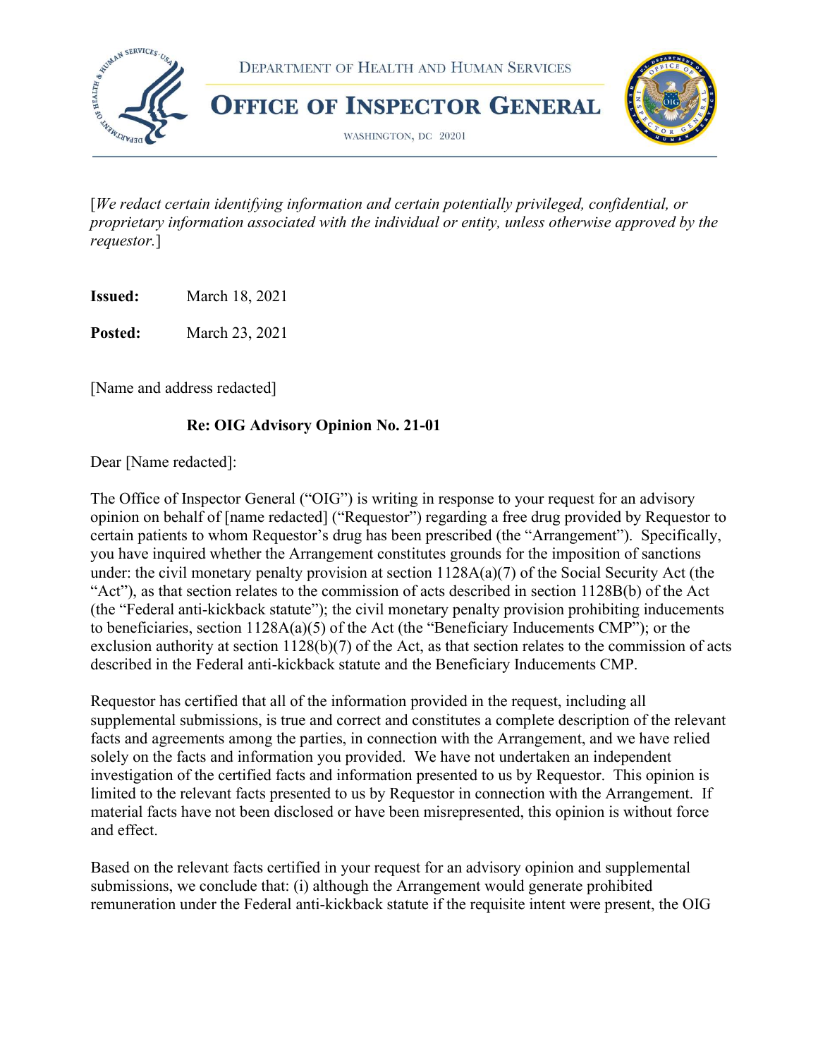DEPARTMENT OF HEALTH AND HUMAN SERVICES

# OFFICE OF INSPECTOR GENERAL

WASHINGTON, DC 20201

[*We redact certain identifying information and certain potentially privileged, confidential, or proprietary information associated with the individual or entity, unless otherwise approved by the requestor.*]

**Issued:** March 18, 2021

**Posted:** March 23, 2021

[Name and address redacted]

**Re: OIG Advisory Opinion No. 21-01**

Dear [Name redacted]:

The Office of Inspector General ("OIG") is writing in response to your request for an advisory opinion on behalf of [name redacted] ("Requestor") regarding a free drug provided by Requestor to certain patients to whom Requestor's drug has been prescribed (the "Arrangement"). Specifically, you have inquired whether the Arrangement constitutes grounds for the imposition of sanctions under: the civil monetary penalty provision at section 1128A(a)(7) of the Social Security Act (the "Act"), as that section relates to the commission of acts described in section 1128B(b) of the Act (the "Federal anti-kickback statute"); the civil monetary penalty provision prohibiting inducements to beneficiaries, section 1128A(a)(5) of the Act (the "Beneficiary Inducements CMP"); or the exclusion authority at section 1128(b)(7) of the Act, as that section relates to the commission of acts described in the Federal anti-kickback statute and the Beneficiary Inducements CMP.

Requestor has certified that all of the information provided in the request, including all supplemental submissions, is true and correct and constitutes a complete description of the relevant facts and agreements among the parties, in connection with the Arrangement, and we have relied solely on the facts and information you provided. We have not undertaken an independent investigation of the certified facts and information presented to us by Requestor. This opinion is limited to the relevant facts presented to us by Requestor in connection with the Arrangement. If material facts have not been disclosed or have been misrepresented, this opinion is without force and effect.

Based on the relevant facts certified in your request for an advisory opinion and supplemental submissions, we conclude that: (i) although the Arrangement would generate prohibited remuneration under the Federal anti-kickback statute if the requisite intent were present, the OIG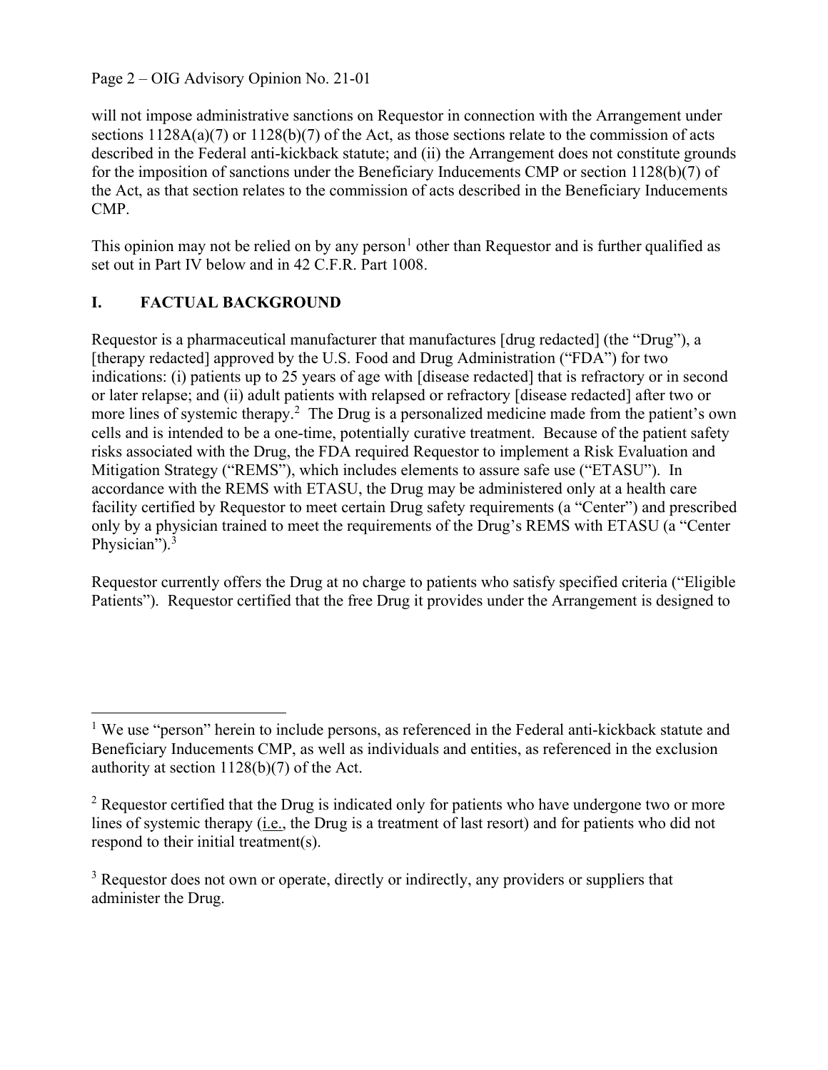will not impose administrative sanctions on Requestor in connection with the Arrangement under sections 1128A(a)(7) or 1128(b)(7) of the Act, as those sections relate to the commission of acts described in the Federal anti-kickback statute; and (ii) the Arrangement does not constitute grounds for the imposition of sanctions under the Beneficiary Inducements CMP or section 1128(b)(7) of the Act, as that section relates to the commission of acts described in the Beneficiary Inducements CMP.

This opinion may not be relied on by any person[1] other than Requestor and is further qualified as set out in Part IV below and in 42 C.F.R. Part 1008.

## I. FACTUAL BACKGROUND

Requestor is a pharmaceutical manufacturer that manufactures [drug redacted] (the "Drug"), a [therapy redacted] approved by the U.S. Food and Drug Administration ("FDA") for two indications: (i) patients up to 25 years of age with [disease redacted] that is refractory or in second or later relapse; and (ii) adult patients with relapsed or refractory [disease redacted] after two or more lines of systemic therapy.[2] The Drug is a personalized medicine made from the patient's own cells and is intended to be a one-time, potentially curative treatment. Because of the patient safety risks associated with the Drug, the FDA required Requestor to implement a Risk Evaluation and Mitigation Strategy ("REMS"), which includes elements to assure safe use ("ETASU"). In accordance with the REMS with ETASU, the Drug may be administered only at a health care facility certified by Requestor to meet certain Drug safety requirements (a "Center") and prescribed only by a physician trained to meet the requirements of the Drug's REMS with ETASU (a "Center Physician").[3]

Requestor currently offers the Drug at no charge to patients who satisfy specified criteria ("Eligible Patients"). Requestor certified that the free Drug it provides under the Arrangement is designed to

---

[1] We use "person" herein to include persons, as referenced in the Federal anti-kickback statute and Beneficiary Inducements CMP, as well as individuals and entities, as referenced in the exclusion authority at section 1128(b)(7) of the Act.

[2] Requestor certified that the Drug is indicated only for patients who have undergone two or more lines of systemic therapy (i.e., the Drug is a treatment of last resort) and for patients who did not respond to their initial treatment(s).

[3] Requestor does not own or operate, directly or indirectly, any providers or suppliers that administer the Drug.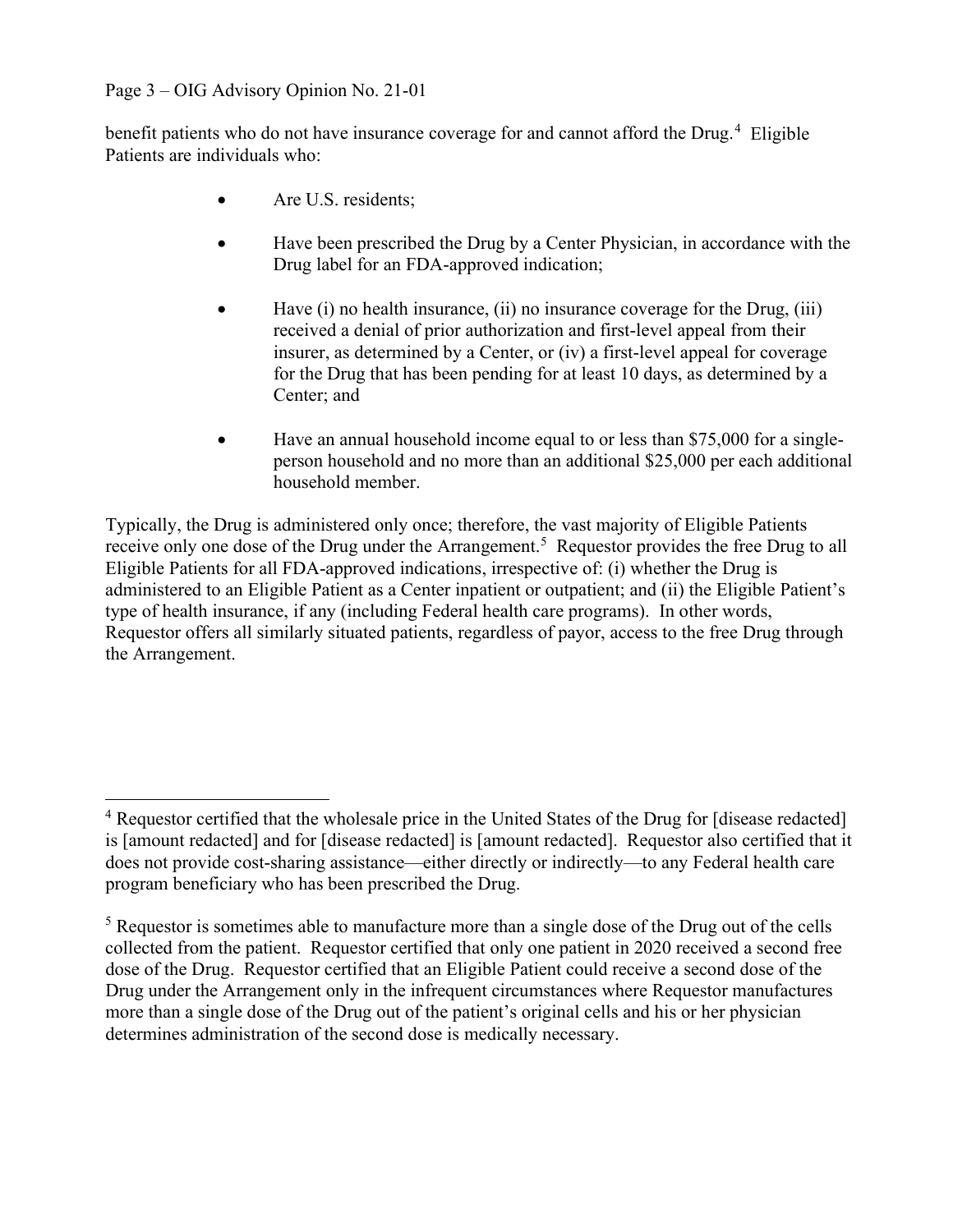benefit patients who do not have insurance coverage for and cannot afford the Drug.[4] Eligible Patients are individuals who:

- Are U.S. residents;
- Have been prescribed the Drug by a Center Physician, in accordance with the Drug label for an FDA-approved indication;
- Have (i) no health insurance, (ii) no insurance coverage for the Drug, (iii) received a denial of prior authorization and first-level appeal from their insurer, as determined by a Center, or (iv) a first-level appeal for coverage for the Drug that has been pending for at least 10 days, as determined by a Center; and
- Have an annual household income equal to or less than $75,000 for a single-person household and no more than an additional $25,000 per each additional household member.

Typically, the Drug is administered only once; therefore, the vast majority of Eligible Patients receive only one dose of the Drug under the Arrangement.[5] Requestor provides the free Drug to all Eligible Patients for all FDA-approved indications, irrespective of: (i) whether the Drug is administered to an Eligible Patient as a Center inpatient or outpatient; and (ii) the Eligible Patient's type of health insurance, if any (including Federal health care programs). In other words, Requestor offers all similarly situated patients, regardless of payor, access to the free Drug through the Arrangement.

---

[4] Requestor certified that the wholesale price in the United States of the Drug for [disease redacted] is [amount redacted] and for [disease redacted] is [amount redacted]. Requestor also certified that it does not provide cost-sharing assistance—either directly or indirectly—to any Federal health care program beneficiary who has been prescribed the Drug.

[5] Requestor is sometimes able to manufacture more than a single dose of the Drug out of the cells collected from the patient. Requestor certified that only one patient in 2020 received a second free dose of the Drug. Requestor certified that an Eligible Patient could receive a second dose of the Drug under the Arrangement only in the infrequent circumstances where Requestor manufactures more than a single dose of the Drug out of the patient's original cells and his or her physician determines administration of the second dose is medically necessary.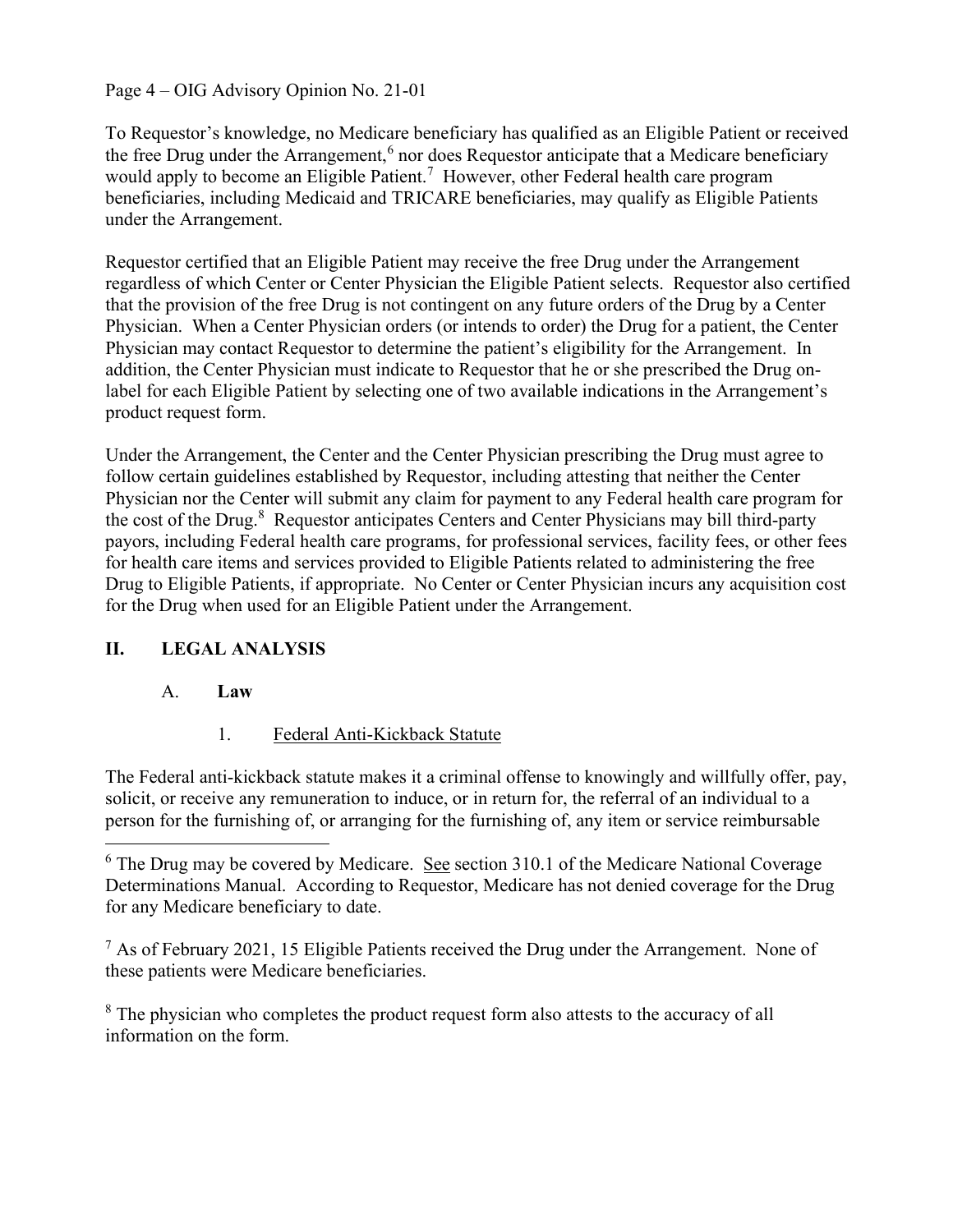To Requestor's knowledge, no Medicare beneficiary has qualified as an Eligible Patient or received the free Drug under the Arrangement,[6] nor does Requestor anticipate that a Medicare beneficiary would apply to become an Eligible Patient.[7] However, other Federal health care program beneficiaries, including Medicaid and TRICARE beneficiaries, may qualify as Eligible Patients under the Arrangement.

Requestor certified that an Eligible Patient may receive the free Drug under the Arrangement regardless of which Center or Center Physician the Eligible Patient selects. Requestor also certified that the provision of the free Drug is not contingent on any future orders of the Drug by a Center Physician. When a Center Physician orders (or intends to order) the Drug for a patient, the Center Physician may contact Requestor to determine the patient's eligibility for the Arrangement. In addition, the Center Physician must indicate to Requestor that he or she prescribed the Drug on-label for each Eligible Patient by selecting one of two available indications in the Arrangement's product request form.

Under the Arrangement, the Center and the Center Physician prescribing the Drug must agree to follow certain guidelines established by Requestor, including attesting that neither the Center Physician nor the Center will submit any claim for payment to any Federal health care program for the cost of the Drug.[8] Requestor anticipates Centers and Center Physicians may bill third-party payors, including Federal health care programs, for professional services, facility fees, or other fees for health care items and services provided to Eligible Patients related to administering the free Drug to Eligible Patients, if appropriate. No Center or Center Physician incurs any acquisition cost for the Drug when used for an Eligible Patient under the Arrangement.

## II. LEGAL ANALYSIS

### A. Law

#### 1. Federal Anti-Kickback Statute

The Federal anti-kickback statute makes it a criminal offense to knowingly and willfully offer, pay, solicit, or receive any remuneration to induce, or in return for, the referral of an individual to a person for the furnishing of, or arranging for the furnishing of, any item or service reimbursable

---

[6] The Drug may be covered by Medicare. See section 310.1 of the Medicare National Coverage Determinations Manual. According to Requestor, Medicare has not denied coverage for the Drug for any Medicare beneficiary to date.

[7] As of February 2021, 15 Eligible Patients received the Drug under the Arrangement. None of these patients were Medicare beneficiaries.

[8] The physician who completes the product request form also attests to the accuracy of all information on the form.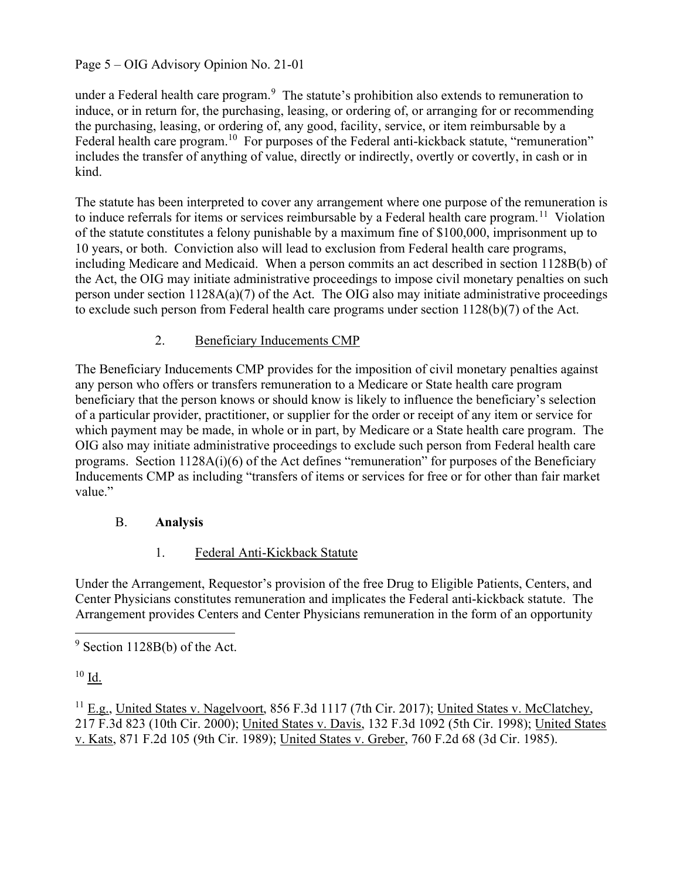under a Federal health care program.[9] The statute's prohibition also extends to remuneration to induce, or in return for, the purchasing, leasing, or ordering of, or arranging for or recommending the purchasing, leasing, or ordering of, any good, facility, service, or item reimbursable by a Federal health care program.[10] For purposes of the Federal anti-kickback statute, "remuneration" includes the transfer of anything of value, directly or indirectly, overtly or covertly, in cash or in kind.

The statute has been interpreted to cover any arrangement where one purpose of the remuneration is to induce referrals for items or services reimbursable by a Federal health care program.[11] Violation of the statute constitutes a felony punishable by a maximum fine of $100,000, imprisonment up to 10 years, or both. Conviction also will lead to exclusion from Federal health care programs, including Medicare and Medicaid. When a person commits an act described in section 1128B(b) of the Act, the OIG may initiate administrative proceedings to impose civil monetary penalties on such person under section 1128A(a)(7) of the Act. The OIG also may initiate administrative proceedings to exclude such person from Federal health care programs under section 1128(b)(7) of the Act.

### 2. Beneficiary Inducements CMP

The Beneficiary Inducements CMP provides for the imposition of civil monetary penalties against any person who offers or transfers remuneration to a Medicare or State health care program beneficiary that the person knows or should know is likely to influence the beneficiary's selection of a particular provider, practitioner, or supplier for the order or receipt of any item or service for which payment may be made, in whole or in part, by Medicare or a State health care program. The OIG also may initiate administrative proceedings to exclude such person from Federal health care programs. Section 1128A(i)(6) of the Act defines "remuneration" for purposes of the Beneficiary Inducements CMP as including "transfers of items or services for free or for other than fair market value."

## B. **Analysis**

### 1. Federal Anti-Kickback Statute

Under the Arrangement, Requestor's provision of the free Drug to Eligible Patients, Centers, and Center Physicians constitutes remuneration and implicates the Federal anti-kickback statute. The Arrangement provides Centers and Center Physicians remuneration in the form of an opportunity

---

[9] Section 1128B(b) of the Act.

[10] Id.

[11] E.g., United States v. Nagelvoort, 856 F.3d 1117 (7th Cir. 2017); United States v. McClatchey, 217 F.3d 823 (10th Cir. 2000); United States v. Davis, 132 F.3d 1092 (5th Cir. 1998); United States v. Kats, 871 F.2d 105 (9th Cir. 1989); United States v. Greber, 760 F.2d 68 (3d Cir. 1985).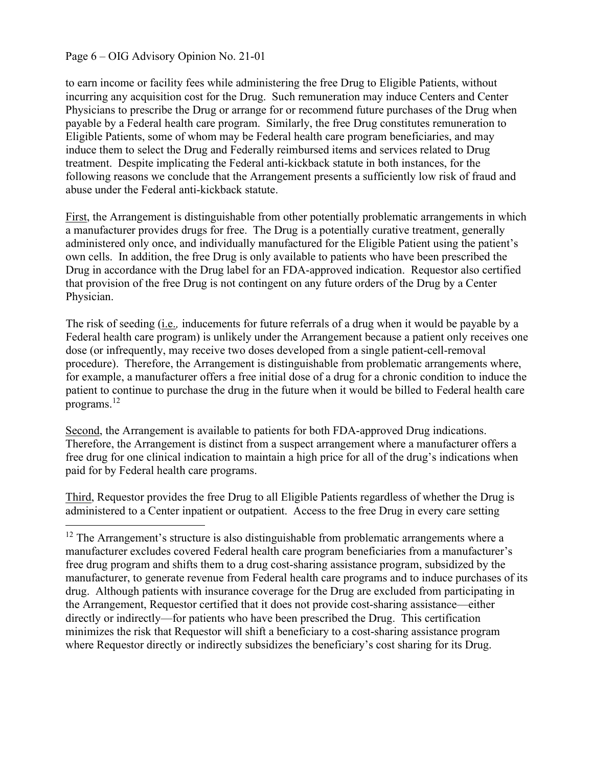to earn income or facility fees while administering the free Drug to Eligible Patients, without incurring any acquisition cost for the Drug. Such remuneration may induce Centers and Center Physicians to prescribe the Drug or arrange for or recommend future purchases of the Drug when payable by a Federal health care program. Similarly, the free Drug constitutes remuneration to Eligible Patients, some of whom may be Federal health care program beneficiaries, and may induce them to select the Drug and Federally reimbursed items and services related to Drug treatment. Despite implicating the Federal anti-kickback statute in both instances, for the following reasons we conclude that the Arrangement presents a sufficiently low risk of fraud and abuse under the Federal anti-kickback statute.

First, the Arrangement is distinguishable from other potentially problematic arrangements in which a manufacturer provides drugs for free. The Drug is a potentially curative treatment, generally administered only once, and individually manufactured for the Eligible Patient using the patient's own cells. In addition, the free Drug is only available to patients who have been prescribed the Drug in accordance with the Drug label for an FDA-approved indication. Requestor also certified that provision of the free Drug is not contingent on any future orders of the Drug by a Center Physician.

The risk of seeding (i.e., inducements for future referrals of a drug when it would be payable by a Federal health care program) is unlikely under the Arrangement because a patient only receives one dose (or infrequently, may receive two doses developed from a single patient-cell-removal procedure). Therefore, the Arrangement is distinguishable from problematic arrangements where, for example, a manufacturer offers a free initial dose of a drug for a chronic condition to induce the patient to continue to purchase the drug in the future when it would be billed to Federal health care programs.[12]

Second, the Arrangement is available to patients for both FDA-approved Drug indications. Therefore, the Arrangement is distinct from a suspect arrangement where a manufacturer offers a free drug for one clinical indication to maintain a high price for all of the drug's indications when paid for by Federal health care programs.

Third, Requestor provides the free Drug to all Eligible Patients regardless of whether the Drug is administered to a Center inpatient or outpatient. Access to the free Drug in every care setting

[12] The Arrangement's structure is also distinguishable from problematic arrangements where a manufacturer excludes covered Federal health care program beneficiaries from a manufacturer's free drug program and shifts them to a drug cost-sharing assistance program, subsidized by the manufacturer, to generate revenue from Federal health care programs and to induce purchases of its drug. Although patients with insurance coverage for the Drug are excluded from participating in the Arrangement, Requestor certified that it does not provide cost-sharing assistance—either directly or indirectly—for patients who have been prescribed the Drug. This certification minimizes the risk that Requestor will shift a beneficiary to a cost-sharing assistance program where Requestor directly or indirectly subsidizes the beneficiary's cost sharing for its Drug.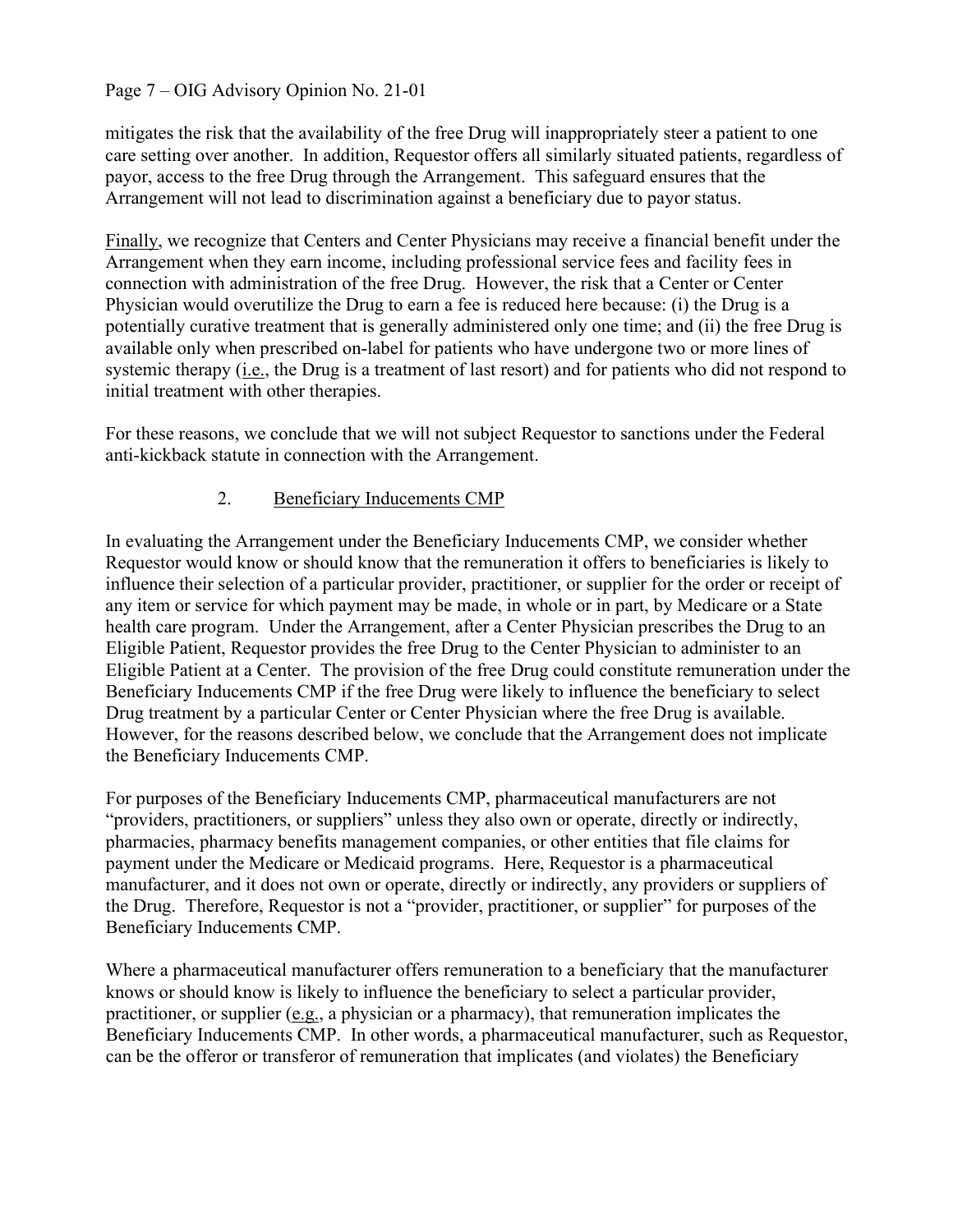mitigates the risk that the availability of the free Drug will inappropriately steer a patient to one care setting over another. In addition, Requestor offers all similarly situated patients, regardless of payor, access to the free Drug through the Arrangement. This safeguard ensures that the Arrangement will not lead to discrimination against a beneficiary due to payor status.

Finally, we recognize that Centers and Center Physicians may receive a financial benefit under the Arrangement when they earn income, including professional service fees and facility fees in connection with administration of the free Drug. However, the risk that a Center or Center Physician would overutilize the Drug to earn a fee is reduced here because: (i) the Drug is a potentially curative treatment that is generally administered only one time; and (ii) the free Drug is available only when prescribed on-label for patients who have undergone two or more lines of systemic therapy (i.e., the Drug is a treatment of last resort) and for patients who did not respond to initial treatment with other therapies.

For these reasons, we conclude that we will not subject Requestor to sanctions under the Federal anti-kickback statute in connection with the Arrangement.

### 2. Beneficiary Inducements CMP

In evaluating the Arrangement under the Beneficiary Inducements CMP, we consider whether Requestor would know or should know that the remuneration it offers to beneficiaries is likely to influence their selection of a particular provider, practitioner, or supplier for the order or receipt of any item or service for which payment may be made, in whole or in part, by Medicare or a State health care program. Under the Arrangement, after a Center Physician prescribes the Drug to an Eligible Patient, Requestor provides the free Drug to the Center Physician to administer to an Eligible Patient at a Center. The provision of the free Drug could constitute remuneration under the Beneficiary Inducements CMP if the free Drug were likely to influence the beneficiary to select Drug treatment by a particular Center or Center Physician where the free Drug is available. However, for the reasons described below, we conclude that the Arrangement does not implicate the Beneficiary Inducements CMP.

For purposes of the Beneficiary Inducements CMP, pharmaceutical manufacturers are not "providers, practitioners, or suppliers" unless they also own or operate, directly or indirectly, pharmacies, pharmacy benefits management companies, or other entities that file claims for payment under the Medicare or Medicaid programs. Here, Requestor is a pharmaceutical manufacturer, and it does not own or operate, directly or indirectly, any providers or suppliers of the Drug. Therefore, Requestor is not a "provider, practitioner, or supplier" for purposes of the Beneficiary Inducements CMP.

Where a pharmaceutical manufacturer offers remuneration to a beneficiary that the manufacturer knows or should know is likely to influence the beneficiary to select a particular provider, practitioner, or supplier (e.g., a physician or a pharmacy), that remuneration implicates the Beneficiary Inducements CMP. In other words, a pharmaceutical manufacturer, such as Requestor, can be the offeror or transferor of remuneration that implicates (and violates) the Beneficiary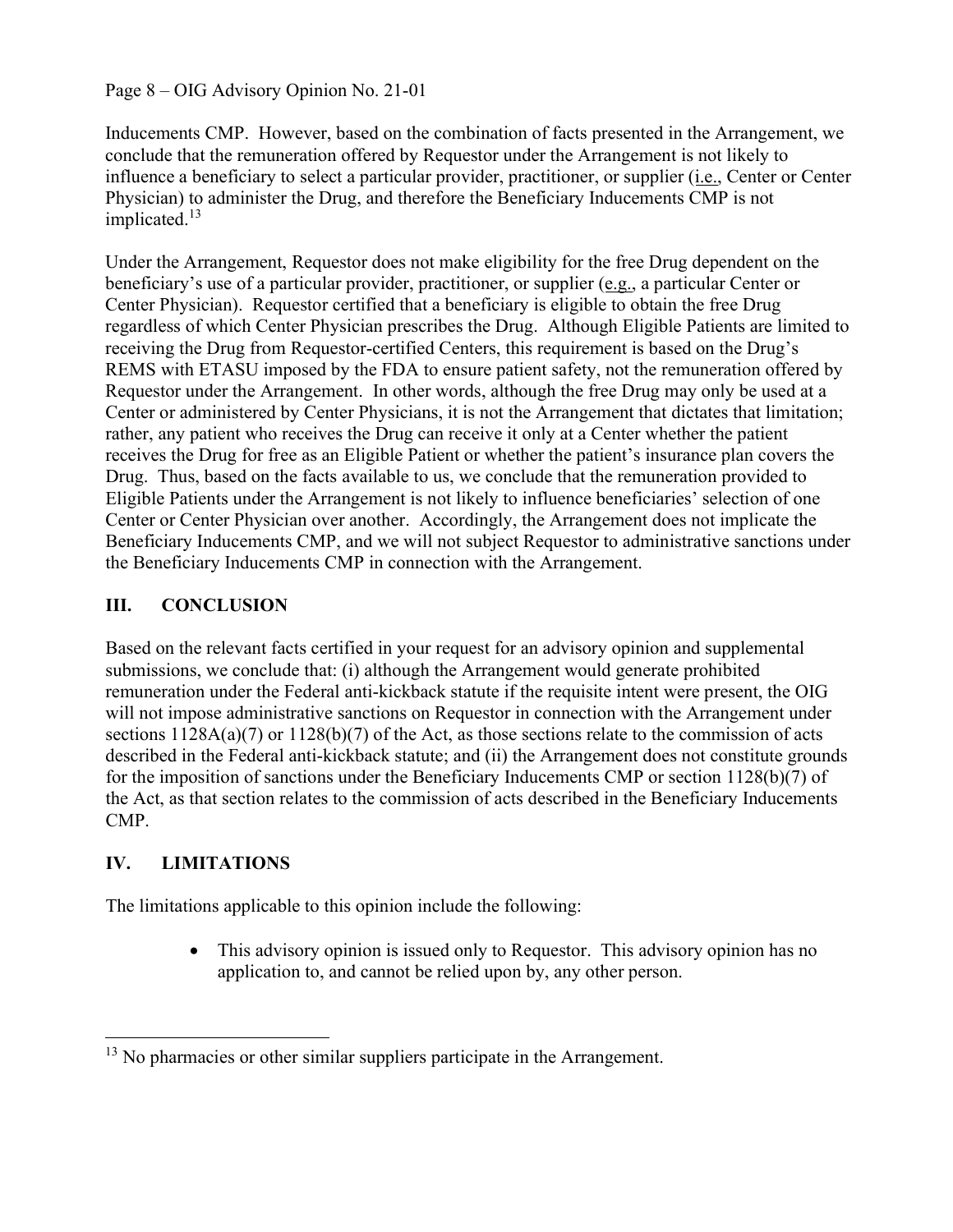Inducements CMP. However, based on the combination of facts presented in the Arrangement, we conclude that the remuneration offered by Requestor under the Arrangement is not likely to influence a beneficiary to select a particular provider, practitioner, or supplier (i.e., Center or Center Physician) to administer the Drug, and therefore the Beneficiary Inducements CMP is not implicated.[13]

Under the Arrangement, Requestor does not make eligibility for the free Drug dependent on the beneficiary's use of a particular provider, practitioner, or supplier (e.g., a particular Center or Center Physician). Requestor certified that a beneficiary is eligible to obtain the free Drug regardless of which Center Physician prescribes the Drug. Although Eligible Patients are limited to receiving the Drug from Requestor-certified Centers, this requirement is based on the Drug's REMS with ETASU imposed by the FDA to ensure patient safety, not the remuneration offered by Requestor under the Arrangement. In other words, although the free Drug may only be used at a Center or administered by Center Physicians, it is not the Arrangement that dictates that limitation; rather, any patient who receives the Drug can receive it only at a Center whether the patient receives the Drug for free as an Eligible Patient or whether the patient's insurance plan covers the Drug. Thus, based on the facts available to us, we conclude that the remuneration provided to Eligible Patients under the Arrangement is not likely to influence beneficiaries' selection of one Center or Center Physician over another. Accordingly, the Arrangement does not implicate the Beneficiary Inducements CMP, and we will not subject Requestor to administrative sanctions under the Beneficiary Inducements CMP in connection with the Arrangement.

## III. CONCLUSION

Based on the relevant facts certified in your request for an advisory opinion and supplemental submissions, we conclude that: (i) although the Arrangement would generate prohibited remuneration under the Federal anti-kickback statute if the requisite intent were present, the OIG will not impose administrative sanctions on Requestor in connection with the Arrangement under sections 1128A(a)(7) or 1128(b)(7) of the Act, as those sections relate to the commission of acts described in the Federal anti-kickback statute; and (ii) the Arrangement does not constitute grounds for the imposition of sanctions under the Beneficiary Inducements CMP or section 1128(b)(7) of the Act, as that section relates to the commission of acts described in the Beneficiary Inducements CMP.

## IV. LIMITATIONS

The limitations applicable to this opinion include the following:

- This advisory opinion is issued only to Requestor. This advisory opinion has no application to, and cannot be relied upon by, any other person.

---

[13] No pharmacies or other similar suppliers participate in the Arrangement.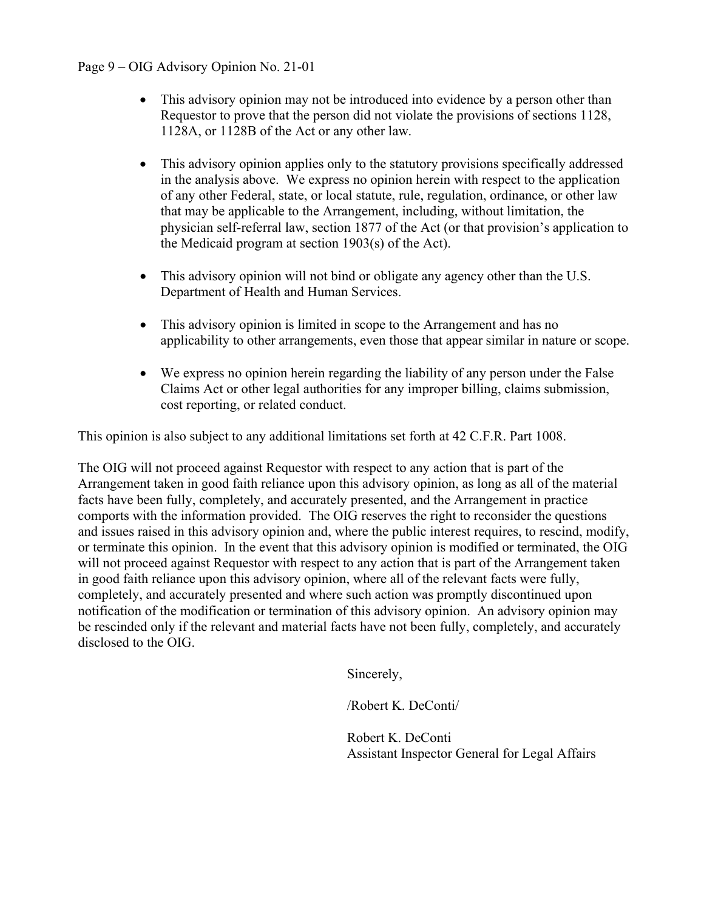- This advisory opinion may not be introduced into evidence by a person other than Requestor to prove that the person did not violate the provisions of sections 1128, 1128A, or 1128B of the Act or any other law.

- This advisory opinion applies only to the statutory provisions specifically addressed in the analysis above. We express no opinion herein with respect to the application of any other Federal, state, or local statute, rule, regulation, ordinance, or other law that may be applicable to the Arrangement, including, without limitation, the physician self-referral law, section 1877 of the Act (or that provision's application to the Medicaid program at section 1903(s) of the Act).

- This advisory opinion will not bind or obligate any agency other than the U.S. Department of Health and Human Services.

- This advisory opinion is limited in scope to the Arrangement and has no applicability to other arrangements, even those that appear similar in nature or scope.

- We express no opinion herein regarding the liability of any person under the False Claims Act or other legal authorities for any improper billing, claims submission, cost reporting, or related conduct.

This opinion is also subject to any additional limitations set forth at 42 C.F.R. Part 1008.

The OIG will not proceed against Requestor with respect to any action that is part of the Arrangement taken in good faith reliance upon this advisory opinion, as long as all of the material facts have been fully, completely, and accurately presented, and the Arrangement in practice comports with the information provided. The OIG reserves the right to reconsider the questions and issues raised in this advisory opinion and, where the public interest requires, to rescind, modify, or terminate this opinion. In the event that this advisory opinion is modified or terminated, the OIG will not proceed against Requestor with respect to any action that is part of the Arrangement taken in good faith reliance upon this advisory opinion, where all of the relevant facts were fully, completely, and accurately presented and where such action was promptly discontinued upon notification of the modification or termination of this advisory opinion. An advisory opinion may be rescinded only if the relevant and material facts have not been fully, completely, and accurately disclosed to the OIG.

Sincerely,

/Robert K. DeConti/

Robert K. DeConti
Assistant Inspector General for Legal Affairs